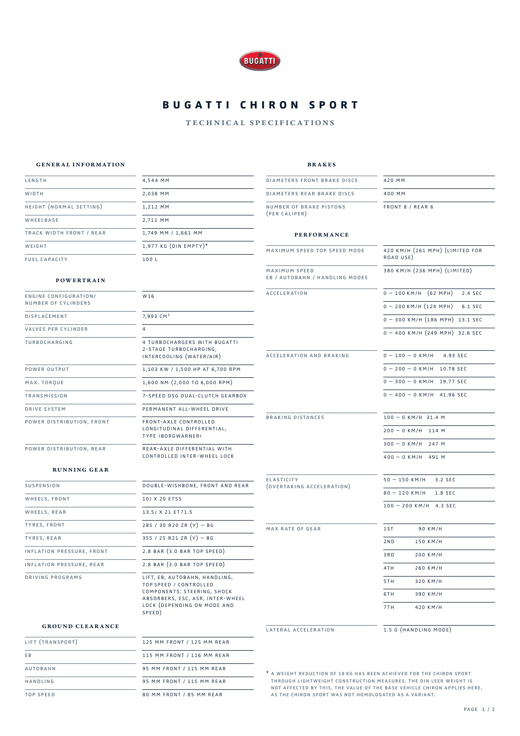# BUGATTI CHIRON SPORT

## TECHNICAL SPECIFICATIONS

### GENERAL INFORMATION

| | |
|---|---|
| LENGTH | 4,544 MM |
| WIDTH | 2,038 MM |
| HEIGHT (NORMAL SETTING) | 1,212 MM |
| WHEELBASE | 2,711 MM |
| TRACK WIDTH FRONT / REAR | 1,749 MM / 1,661 MM |
| WEIGHT | 1,977 KG (DIN EMPTY)* |
| FUEL CAPACITY | 100 L |

### POWERTRAIN

| | |
|---|---|
| ENGINE CONFIGURATION/ NUMBER OF CYLINDERS | W16 |
| DISPLACEMENT | 7,993 $CM^3$ |
| VALVES PER CYLINDER | 4 |
| TURBOCHARGING | 4 TURBOCHARGERS WITH BUGATTI 2-STAGE TURBOCHARGING, INTERCOOLING (WATER/AIR) |
| POWER OUTPUT | 1,103 KW / 1,500 HP AT 6,700 RPM |
| MAX. TORQUE | 1,600 NM (2,000 TO 6,000 RPM) |
| TRANSMISSION | 7-SPEED DSG DUAL-CLUTCH GEARBOX |
| DRIVE SYSTEM | PERMANENT ALL-WHEEL DRIVE |
| POWER DISTRIBUTION, FRONT | FRONT-AXLE CONTROLLED LONGITUDINAL DIFFERENTIAL, TYPE ›BORGWARNER‹ |
| POWER DISTRIBUTION, REAR | REAR-AXLE DIFFERENTIAL WITH CONTROLLED INTER-WHEEL LOCK |

### RUNNING GEAR

| | |
|---|---|
| SUSPENSION | DOUBLE-WISHBONE, FRONT AND REAR |
| WHEELS, FRONT | 10J X 20 ET55 |
| WHEELS, REAR | 13.5J X 21 ET71.5 |
| TYRES, FRONT | 285 / 30 R20 ZR (Y) – BG |
| TYRES, REAR | 355 / 25 R21 ZR (Y) – BG |
| INFLATION PRESSURE, FRONT | 2.8 BAR (3.0 BAR TOP SPEED) |
| INFLATION PRESSURE, REAR | 2.8 BAR (3.0 BAR TOP SPEED) |
| DRIVING PROGRAMS | LIFT, EB, AUTOBAHN, HANDLING, TOP SPEED / CONTROLLED COMPONENTS: STEERING, SHOCK ABSORBERS, ESC, ASR, INTER-WHEEL LOCK (DEPENDING ON MODE AND SPEED) |

### GROUND CLEARANCE

| | |
|---|---|
| LIFT (TRANSPORT) | 125 MM FRONT / 125 MM REAR |
| EB | 115 MM FRONT / 116 MM REAR |
| AUTOBAHN | 95 MM FRONT / 115 MM REAR |
| HANDLING | 95 MM FRONT / 115 MM REAR |
| TOP SPEED | 80 MM FRONT / 85 MM REAR |

### BRAKES

| | |
|---|---|
| DIAMETERS FRONT BRAKE DISCS | 420 MM |
| DIAMETERS REAR BRAKE DISCS | 400 MM |
| NUMBER OF BRAKE PISTONS (PER CALIPER) | FRONT 8 / REAR 6 |

### PERFORMANCE

| | |
|---|---|
| MAXIMUM SPEED TOP SPEED MODE | 420 KM/H (261 MPH) (LIMITED FOR ROAD USE) |
| MAXIMUM SPEED EB / AUTOBAHN / HANDLING MODES | 380 KM/H (236 MPH) (LIMITED) |
| ACCELERATION | 0 – 100 KM/H (62 MPH) 2.4 SEC |
| | 0 – 200 KM/H (124 MPH) 6.1 SEC |
| | 0 – 300 KM/H (186 MPH) 13.1 SEC |
| | 0 – 400 KM/H (249 MPH) 32.6 SEC |
| ACCELERATION AND BRAKING | 0 – 100 – 0 KM/H 4.93 SEC |
| | 0 – 200 – 0 KM/H 10.78 SEC |
| | 0 – 300 – 0 KM/H 19.77 SEC |
| | 0 – 400 – 0 KM/H 41.96 SEC |
| BRAKING DISTANCES | 100 – 0 KM/H 31.4 M |
| | 200 – 0 KM/H 114 M |
| | 300 – 0 KM/H 247 M |
| | 400 – 0 KM/H 491 M |
| ELASTICITY (OVERTAKING ACCELERATION) | 50 – 150 KM/H 3.2 SEC |
| | 80 – 120 KM/H 1.8 SEC |
| | 100 – 200 KM/H 4.3 SEC |
| MAX RATE OF GEAR | 1ST 90 KM/H |
| | 2ND 150 KM/H |
| | 3RD 200 KM/H |
| | 4TH 260 KM/H |
| | 5TH 320 KM/H |
| | 6TH 390 KM/H |
| | 7TH 420 KM/H |
| LATERAL ACCELERATION | 1.5 G (HANDLING MODE) |

* A WEIGHT REDUCTION OF 18 KG HAS BEEN ACHIEVED FOR THE CHIRON SPORT THROUGH LIGHTWEIGHT CONSTRUCTION MEASURES. THE DIN LEER WEIGHT IS NOT AFFECTED BY THIS. THE VALUE OF THE BASE VEHICLE CHIRON APPLIES HERE, AS THE CHIRON SPORT WAS NOT HOMOLOGATED AS A VARIANT.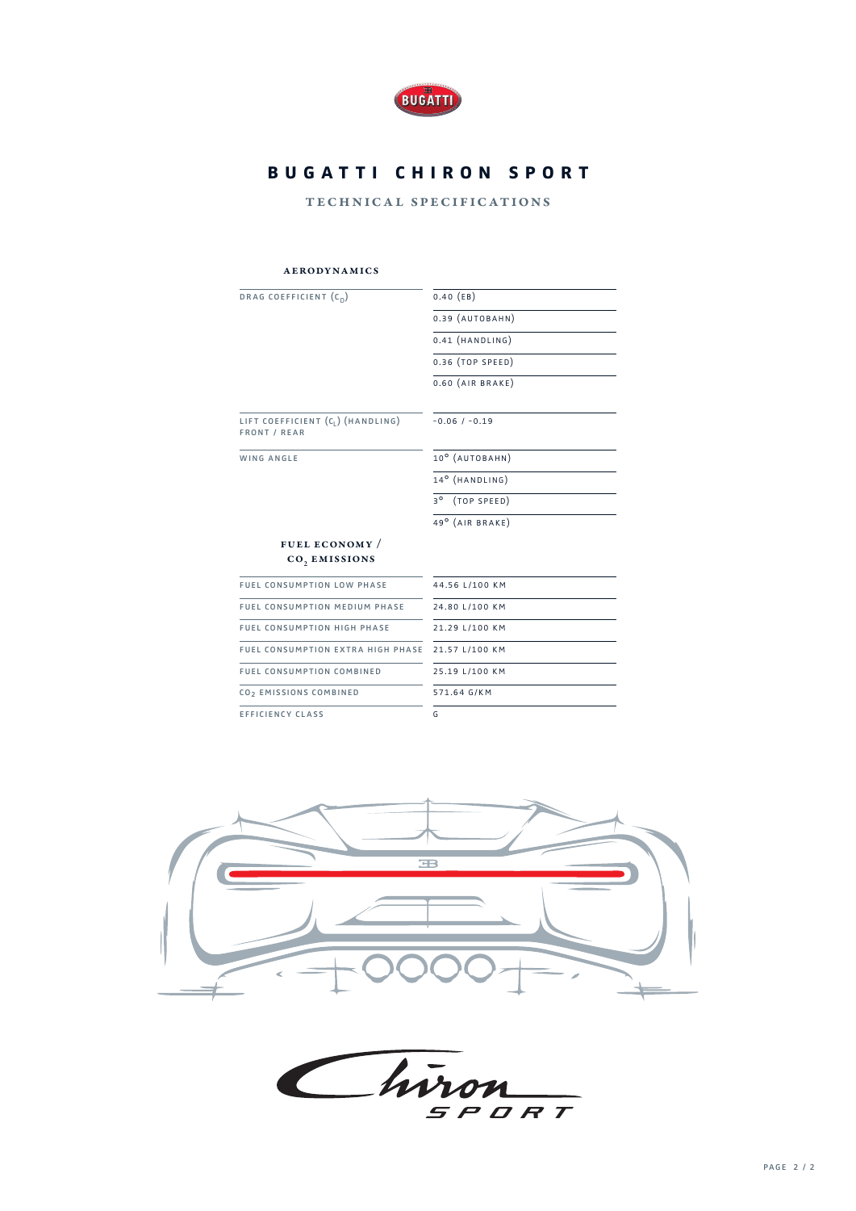# BUGATTI CHIRON SPORT

## TECHNICAL SPECIFICATIONS

### AERODYNAMICS

| | |
|---|---|
| DRAG COEFFICIENT ($C_D$) | 0.40 (EB) |
| | 0.39 (AUTOBAHN) |
| | 0.41 (HANDLING) |
| | 0.36 (TOP SPEED) |
| | 0.60 (AIR BRAKE) |
| LIFT COEFFICIENT ($C_L$) (HANDLING) FRONT / REAR | -0.06 / -0.19 |
| WING ANGLE | 10° (AUTOBAHN) |
| | 14° (HANDLING) |
| | 3° (TOP SPEED) |
| | 49° (AIR BRAKE) |

### FUEL ECONOMY / $CO_2$ EMISSIONS

| | |
|---|---|
| FUEL CONSUMPTION LOW PHASE | 44.56 L/100 KM |
| FUEL CONSUMPTION MEDIUM PHASE | 24.80 L/100 KM |
| FUEL CONSUMPTION HIGH PHASE | 21.29 L/100 KM |
| FUEL CONSUMPTION EXTRA HIGH PHASE | 21.57 L/100 KM |
| FUEL CONSUMPTION COMBINED | 25.19 L/100 KM |
| $CO_2$ EMISSIONS COMBINED | 571.64 G/KM |
| EFFICIENCY CLASS | G |